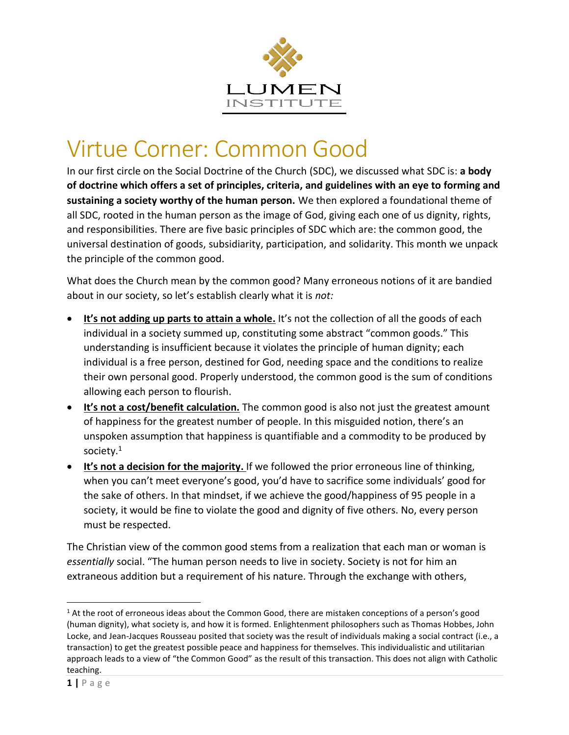LUMEN INSTITUTE

# Virtue Corner: Common Good

In our first circle on the Social Doctrine of the Church (SDC), we discussed what SDC is: **a body of doctrine which offers a set of principles, criteria, and guidelines with an eye to forming and sustaining a society worthy of the human person.** We then explored a foundational theme of all SDC, rooted in the human person as the image of God, giving each one of us dignity, rights, and responsibilities. There are five basic principles of SDC which are: the common good, the universal destination of goods, subsidiarity, participation, and solidarity. This month we unpack the principle of the common good.

What does the Church mean by the common good? Many erroneous notions of it are bandied about in our society, so let's establish clearly what it is *not:*

- **It's not adding up parts to attain a whole.** It's not the collection of all the goods of each individual in a society summed up, constituting some abstract "common goods." This understanding is insufficient because it violates the principle of human dignity; each individual is a free person, destined for God, needing space and the conditions to realize their own personal good. Properly understood, the common good is the sum of conditions allowing each person to flourish.
- **It's not a cost/benefit calculation.** The common good is also not just the greatest amount of happiness for the greatest number of people. In this misguided notion, there's an unspoken assumption that happiness is quantifiable and a commodity to be produced by society.[1]
- **It's not a decision for the majority.** If we followed the prior erroneous line of thinking, when you can't meet everyone's good, you'd have to sacrifice some individuals' good for the sake of others. In that mindset, if we achieve the good/happiness of 95 people in a society, it would be fine to violate the good and dignity of five others. No, every person must be respected.

The Christian view of the common good stems from a realization that each man or woman is *essentially* social. "The human person needs to live in society. Society is not for him an extraneous addition but a requirement of his nature. Through the exchange with others,

---

[1] At the root of erroneous ideas about the Common Good, there are mistaken conceptions of a person's good (human dignity), what society is, and how it is formed. Enlightenment philosophers such as Thomas Hobbes, John Locke, and Jean-Jacques Rousseau posited that society was the result of individuals making a social contract (i.e., a transaction) to get the greatest possible peace and happiness for themselves. This individualistic and utilitarian approach leads to a view of "the Common Good" as the result of this transaction. This does not align with Catholic teaching.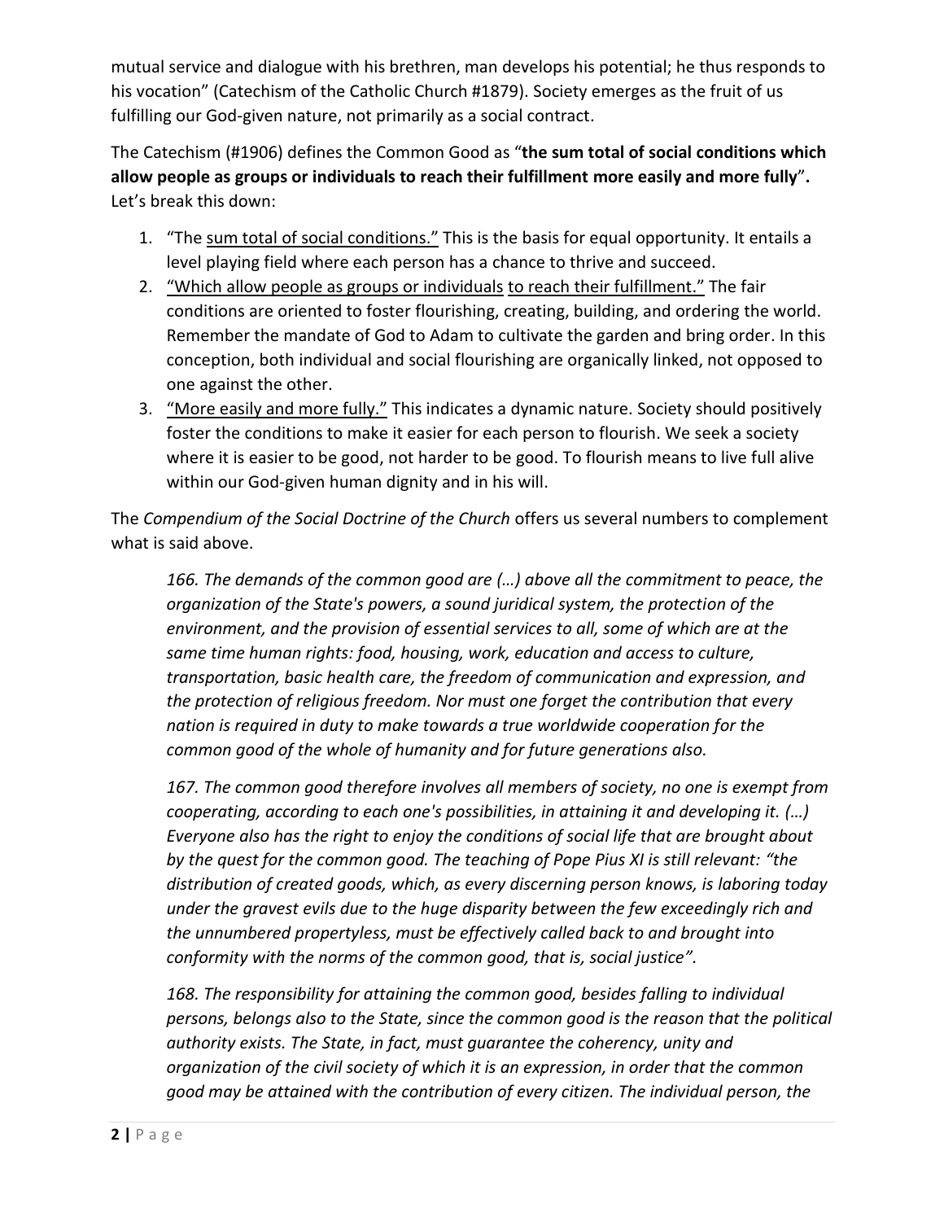mutual service and dialogue with his brethren, man develops his potential; he thus responds to his vocation" (Catechism of the Catholic Church #1879). Society emerges as the fruit of us fulfilling our God-given nature, not primarily as a social contract.

The Catechism (#1906) defines the Common Good as "**the sum total of social conditions which allow people as groups or individuals to reach their fulfillment more easily and more fully**". Let's break this down:

1. "The sum total of social conditions." This is the basis for equal opportunity. It entails a level playing field where each person has a chance to thrive and succeed.
2. "Which allow people as groups or individuals to reach their fulfillment." The fair conditions are oriented to foster flourishing, creating, building, and ordering the world. Remember the mandate of God to Adam to cultivate the garden and bring order. In this conception, both individual and social flourishing are organically linked, not opposed to one against the other.
3. "More easily and more fully." This indicates a dynamic nature. Society should positively foster the conditions to make it easier for each person to flourish. We seek a society where it is easier to be good, not harder to be good. To flourish means to live full alive within our God-given human dignity and in his will.

The *Compendium of the Social Doctrine of the Church* offers us several numbers to complement what is said above.

> *166. The demands of the common good are (…) above all the commitment to peace, the organization of the State's powers, a sound juridical system, the protection of the environment, and the provision of essential services to all, some of which are at the same time human rights: food, housing, work, education and access to culture, transportation, basic health care, the freedom of communication and expression, and the protection of religious freedom. Nor must one forget the contribution that every nation is required in duty to make towards a true worldwide cooperation for the common good of the whole of humanity and for future generations also.*
>
> *167. The common good therefore involves all members of society, no one is exempt from cooperating, according to each one's possibilities, in attaining it and developing it. (…) Everyone also has the right to enjoy the conditions of social life that are brought about by the quest for the common good. The teaching of Pope Pius XI is still relevant: "the distribution of created goods, which, as every discerning person knows, is laboring today under the gravest evils due to the huge disparity between the few exceedingly rich and the unnumbered propertyless, must be effectively called back to and brought into conformity with the norms of the common good, that is, social justice".*
>
> *168. The responsibility for attaining the common good, besides falling to individual persons, belongs also to the State, since the common good is the reason that the political authority exists. The State, in fact, must guarantee the coherency, unity and organization of the civil society of which it is an expression, in order that the common good may be attained with the contribution of every citizen. The individual person, the*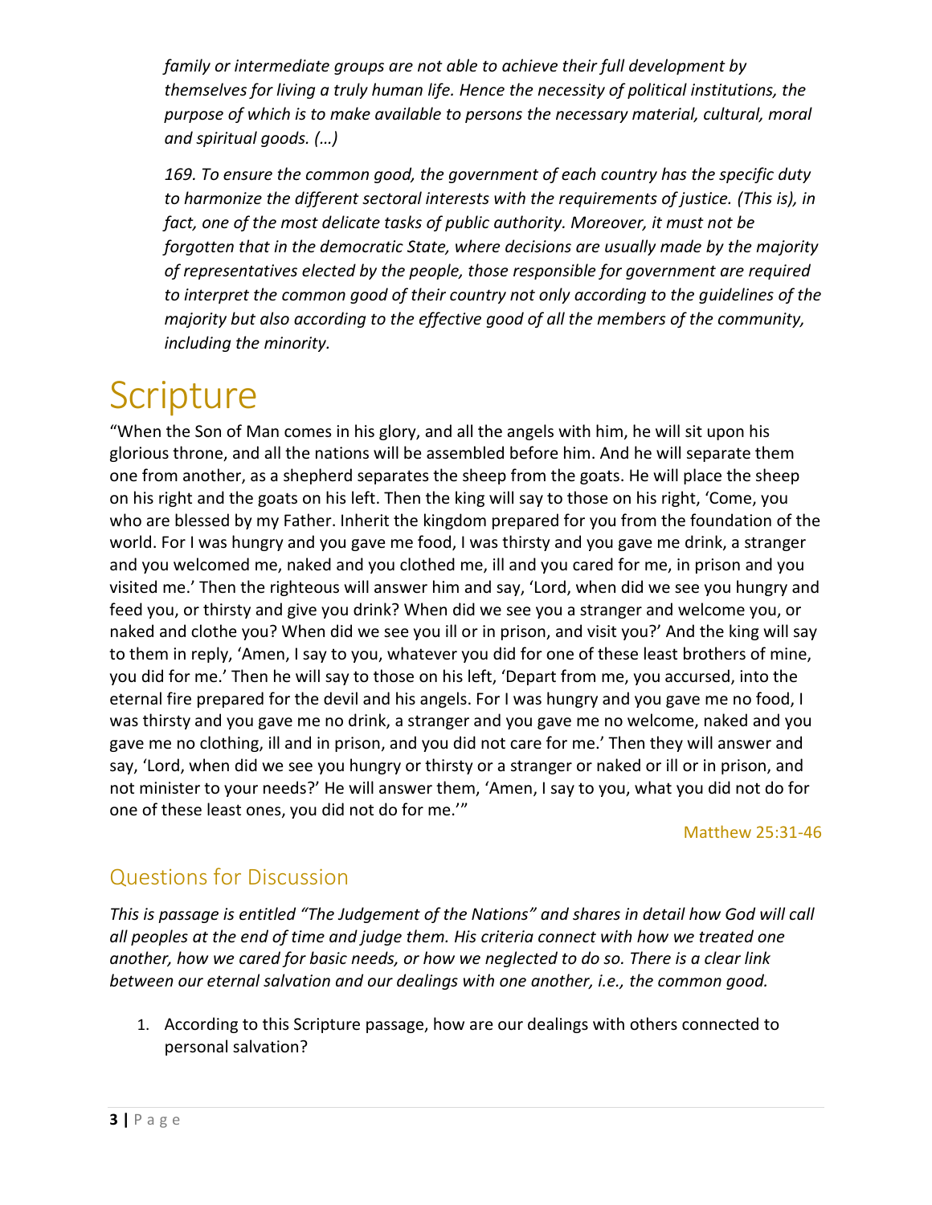*family or intermediate groups are not able to achieve their full development by themselves for living a truly human life. Hence the necessity of political institutions, the purpose of which is to make available to persons the necessary material, cultural, moral and spiritual goods. (…)*

*169. To ensure the common good, the government of each country has the specific duty to harmonize the different sectoral interests with the requirements of justice. (This is), in fact, one of the most delicate tasks of public authority. Moreover, it must not be forgotten that in the democratic State, where decisions are usually made by the majority of representatives elected by the people, those responsible for government are required to interpret the common good of their country not only according to the guidelines of the majority but also according to the effective good of all the members of the community, including the minority.*

# Scripture

"When the Son of Man comes in his glory, and all the angels with him, he will sit upon his glorious throne, and all the nations will be assembled before him. And he will separate them one from another, as a shepherd separates the sheep from the goats. He will place the sheep on his right and the goats on his left. Then the king will say to those on his right, 'Come, you who are blessed by my Father. Inherit the kingdom prepared for you from the foundation of the world. For I was hungry and you gave me food, I was thirsty and you gave me drink, a stranger and you welcomed me, naked and you clothed me, ill and you cared for me, in prison and you visited me.' Then the righteous will answer him and say, 'Lord, when did we see you hungry and feed you, or thirsty and give you drink? When did we see you a stranger and welcome you, or naked and clothe you? When did we see you ill or in prison, and visit you?' And the king will say to them in reply, 'Amen, I say to you, whatever you did for one of these least brothers of mine, you did for me.' Then he will say to those on his left, 'Depart from me, you accursed, into the eternal fire prepared for the devil and his angels. For I was hungry and you gave me no food, I was thirsty and you gave me no drink, a stranger and you gave me no welcome, naked and you gave me no clothing, ill and in prison, and you did not care for me.' Then they will answer and say, 'Lord, when did we see you hungry or thirsty or a stranger or naked or ill or in prison, and not minister to your needs?' He will answer them, 'Amen, I say to you, what you did not do for one of these least ones, you did not do for me.'"

Matthew 25:31-46

## Questions for Discussion

*This is passage is entitled "The Judgement of the Nations" and shares in detail how God will call all peoples at the end of time and judge them. His criteria connect with how we treated one another, how we cared for basic needs, or how we neglected to do so. There is a clear link between our eternal salvation and our dealings with one another, i.e., the common good.*

1. According to this Scripture passage, how are our dealings with others connected to personal salvation?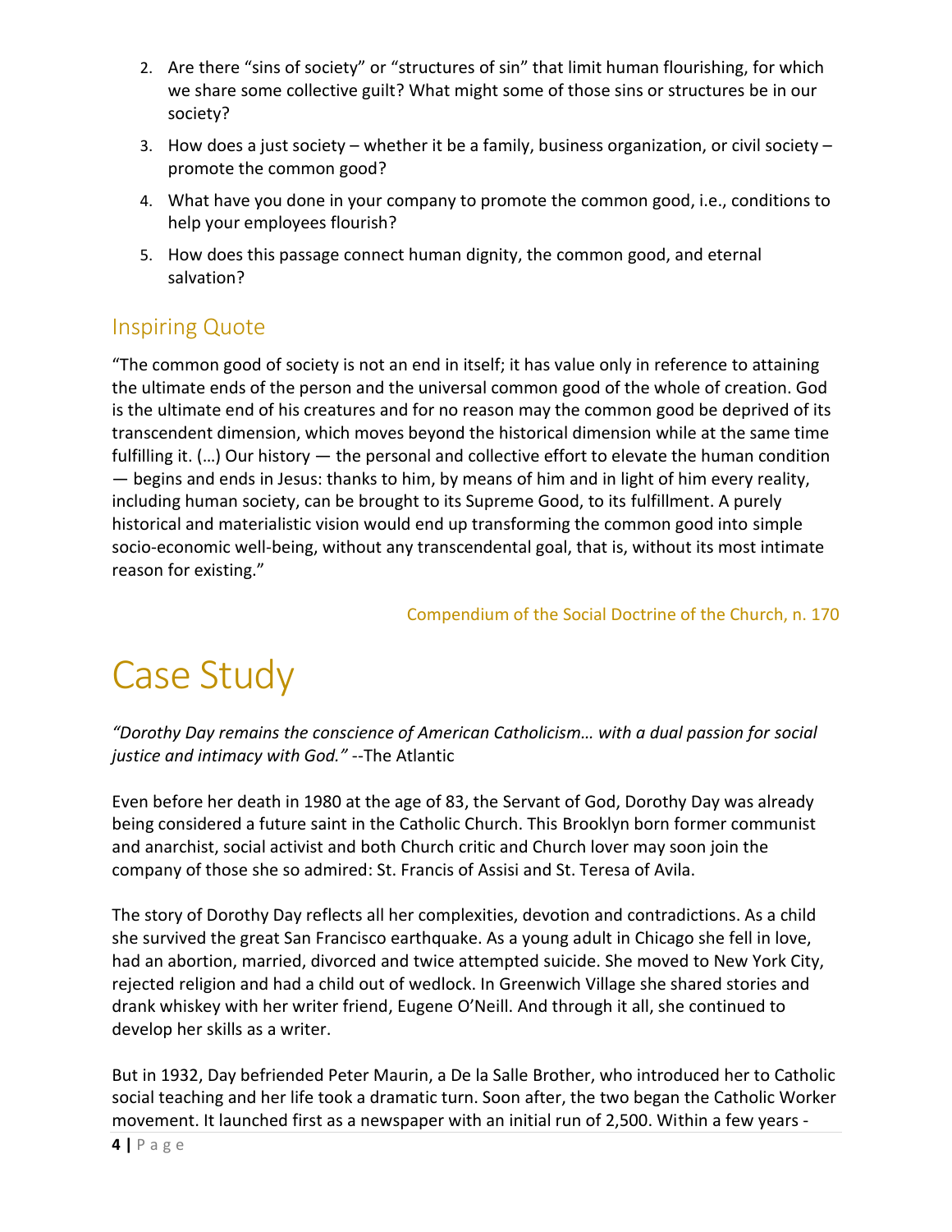2. Are there "sins of society" or "structures of sin" that limit human flourishing, for which we share some collective guilt? What might some of those sins or structures be in our society?
3. How does a just society – whether it be a family, business organization, or civil society – promote the common good?
4. What have you done in your company to promote the common good, i.e., conditions to help your employees flourish?
5. How does this passage connect human dignity, the common good, and eternal salvation?

## Inspiring Quote

"The common good of society is not an end in itself; it has value only in reference to attaining the ultimate ends of the person and the universal common good of the whole of creation. God is the ultimate end of his creatures and for no reason may the common good be deprived of its transcendent dimension, which moves beyond the historical dimension while at the same time fulfilling it. (…) Our history — the personal and collective effort to elevate the human condition — begins and ends in Jesus: thanks to him, by means of him and in light of him every reality, including human society, can be brought to its Supreme Good, to its fulfillment. A purely historical and materialistic vision would end up transforming the common good into simple socio-economic well-being, without any transcendental goal, that is, without its most intimate reason for existing."

Compendium of the Social Doctrine of the Church, n. 170

# Case Study

*"Dorothy Day remains the conscience of American Catholicism… with a dual passion for social justice and intimacy with God."* --The Atlantic

Even before her death in 1980 at the age of 83, the Servant of God, Dorothy Day was already being considered a future saint in the Catholic Church. This Brooklyn born former communist and anarchist, social activist and both Church critic and Church lover may soon join the company of those she so admired: St. Francis of Assisi and St. Teresa of Avila.

The story of Dorothy Day reflects all her complexities, devotion and contradictions. As a child she survived the great San Francisco earthquake. As a young adult in Chicago she fell in love, had an abortion, married, divorced and twice attempted suicide. She moved to New York City, rejected religion and had a child out of wedlock. In Greenwich Village she shared stories and drank whiskey with her writer friend, Eugene O'Neill. And through it all, she continued to develop her skills as a writer.

But in 1932, Day befriended Peter Maurin, a De la Salle Brother, who introduced her to Catholic social teaching and her life took a dramatic turn. Soon after, the two began the Catholic Worker movement. It launched first as a newspaper with an initial run of 2,500. Within a few years -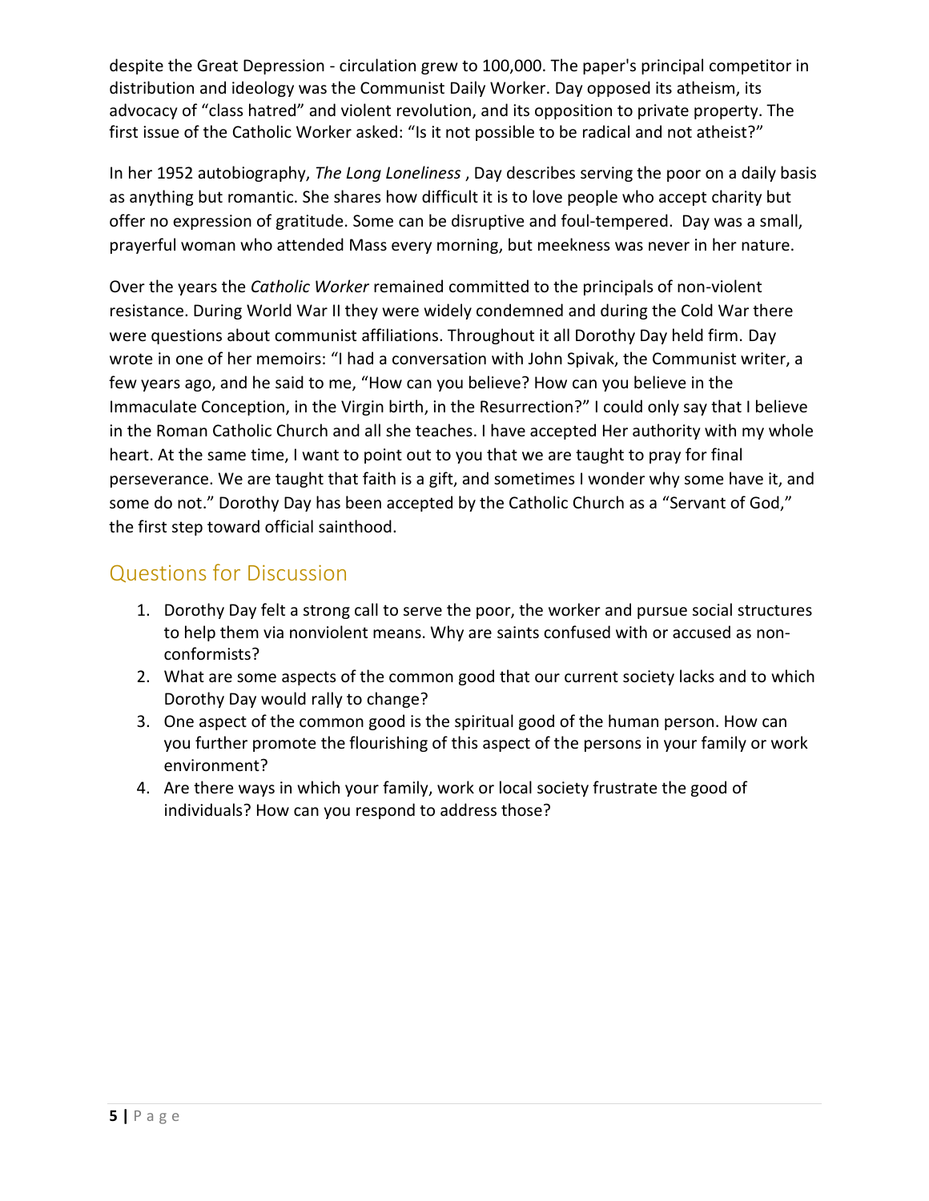despite the Great Depression - circulation grew to 100,000. The paper's principal competitor in distribution and ideology was the Communist Daily Worker. Day opposed its atheism, its advocacy of “class hatred” and violent revolution, and its opposition to private property. The first issue of the Catholic Worker asked: “Is it not possible to be radical and not atheist?”

In her 1952 autobiography, *The Long Loneliness* , Day describes serving the poor on a daily basis as anything but romantic. She shares how difficult it is to love people who accept charity but offer no expression of gratitude. Some can be disruptive and foul-tempered. Day was a small, prayerful woman who attended Mass every morning, but meekness was never in her nature.

Over the years the *Catholic Worker* remained committed to the principals of non-violent resistance. During World War II they were widely condemned and during the Cold War there were questions about communist affiliations. Throughout it all Dorothy Day held firm. Day wrote in one of her memoirs: “I had a conversation with John Spivak, the Communist writer, a few years ago, and he said to me, “How can you believe? How can you believe in the Immaculate Conception, in the Virgin birth, in the Resurrection?” I could only say that I believe in the Roman Catholic Church and all she teaches. I have accepted Her authority with my whole heart. At the same time, I want to point out to you that we are taught to pray for final perseverance. We are taught that faith is a gift, and sometimes I wonder why some have it, and some do not.” Dorothy Day has been accepted by the Catholic Church as a “Servant of God,” the first step toward official sainthood.

## Questions for Discussion

1. Dorothy Day felt a strong call to serve the poor, the worker and pursue social structures to help them via nonviolent means. Why are saints confused with or accused as non-conformists?
2. What are some aspects of the common good that our current society lacks and to which Dorothy Day would rally to change?
3. One aspect of the common good is the spiritual good of the human person. How can you further promote the flourishing of this aspect of the persons in your family or work environment?
4. Are there ways in which your family, work or local society frustrate the good of individuals? How can you respond to address those?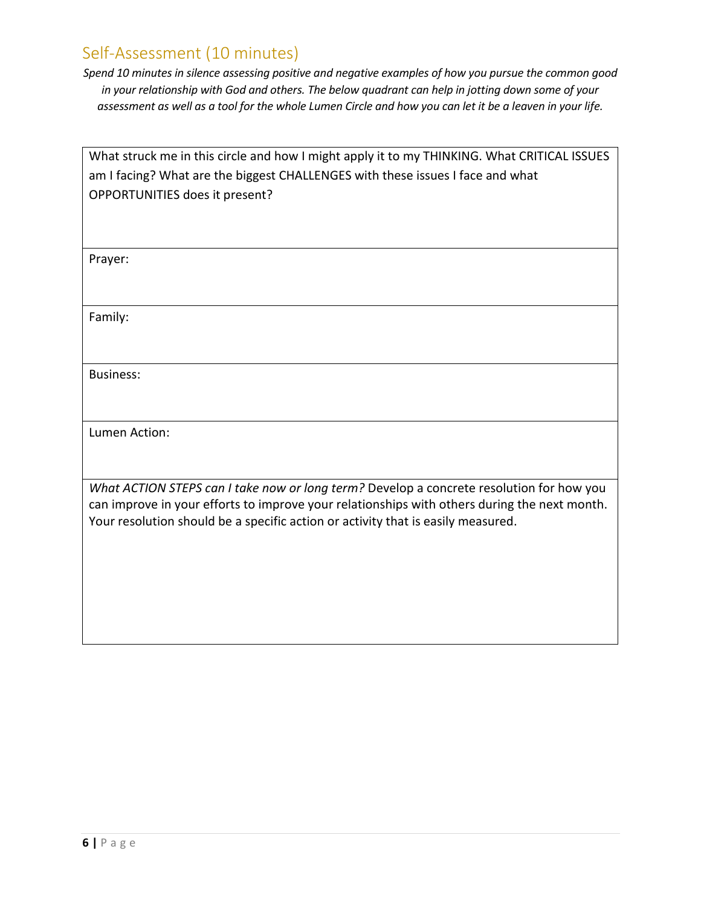## Self-Assessment (10 minutes)

*Spend 10 minutes in silence assessing positive and negative examples of how you pursue the common good in your relationship with God and others. The below quadrant can help in jotting down some of your assessment as well as a tool for the whole Lumen Circle and how you can let it be a leaven in your life.*

| |
|---|
| What struck me in this circle and how I might apply it to my THINKING. What CRITICAL ISSUES am I facing? What are the biggest CHALLENGES with these issues I face and what OPPORTUNITIES does it present? |
| Prayer: |
| Family: |
| Business: |
| Lumen Action: |
| *What ACTION STEPS can I take now or long term?* Develop a concrete resolution for how you can improve in your efforts to improve your relationships with others during the next month. Your resolution should be a specific action or activity that is easily measured. |